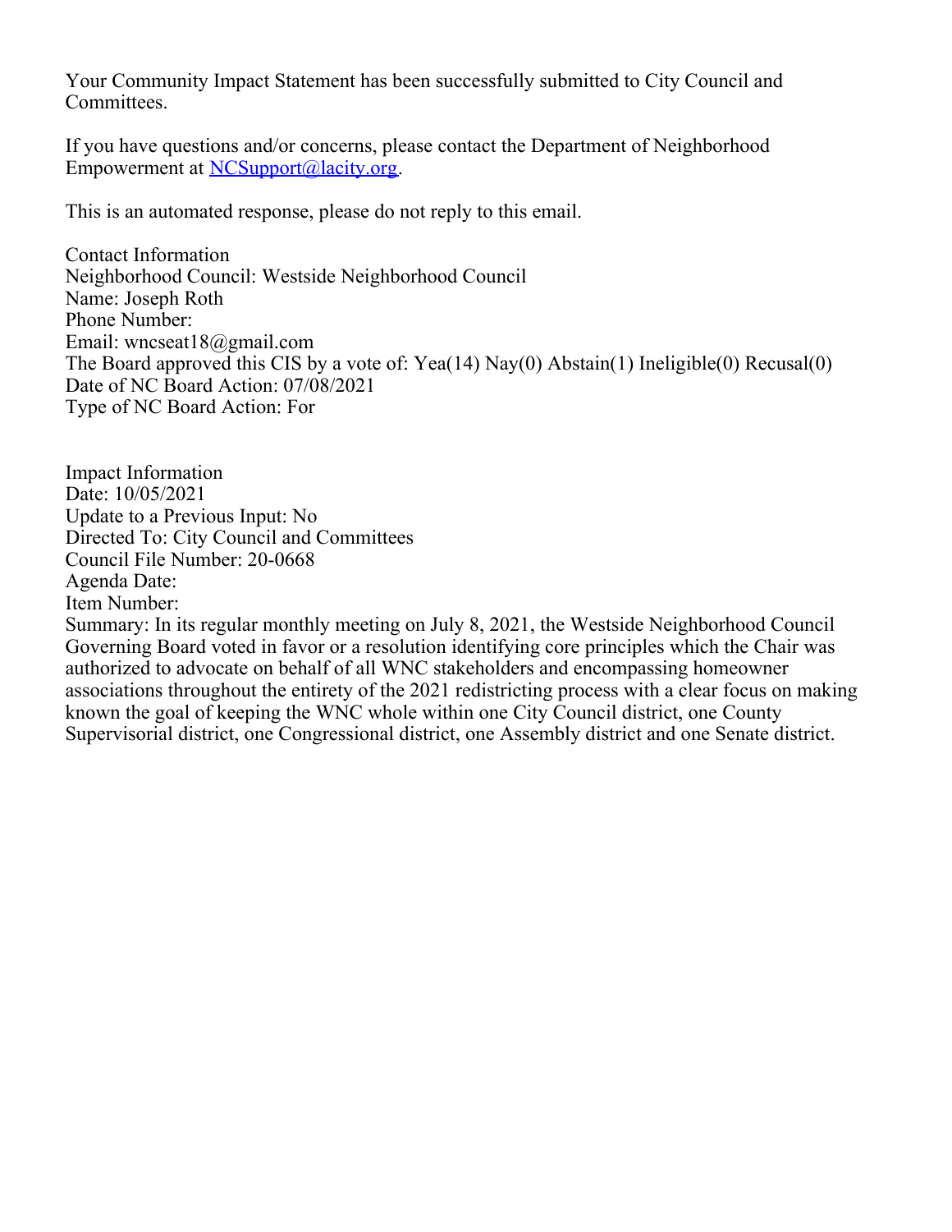Your Community Impact Statement has been successfully submitted to City Council and Committees.

If you have questions and/or concerns, please contact the Department of Neighborhood Empowerment at NCSupport@lacity.org.

This is an automated response, please do not reply to this email.

Contact Information
Neighborhood Council: Westside Neighborhood Council
Name: Joseph Roth
Phone Number:
Email: wncseat18@gmail.com
The Board approved this CIS by a vote of: Yea(14) Nay(0) Abstain(1) Ineligible(0) Recusal(0)
Date of NC Board Action: 07/08/2021
Type of NC Board Action: For

Impact Information
Date: 10/05/2021
Update to a Previous Input: No
Directed To: City Council and Committees
Council File Number: 20-0668
Agenda Date:
Item Number:
Summary: In its regular monthly meeting on July 8, 2021, the Westside Neighborhood Council Governing Board voted in favor or a resolution identifying core principles which the Chair was authorized to advocate on behalf of all WNC stakeholders and encompassing homeowner associations throughout the entirety of the 2021 redistricting process with a clear focus on making known the goal of keeping the WNC whole within one City Council district, one County Supervisorial district, one Congressional district, one Assembly district and one Senate district.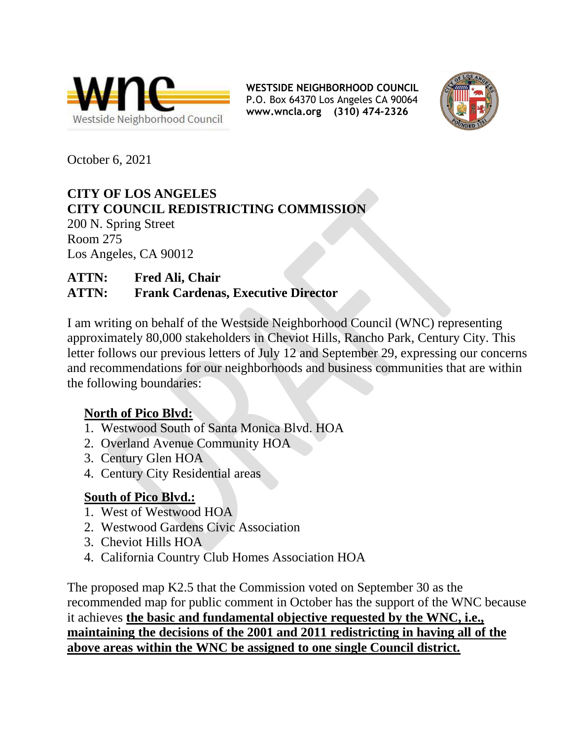**WESTSIDE NEIGHBORHOOD COUNCIL**
P.O. Box 64370 Los Angeles CA 90064
**www.wncla.org (310) 474-2326**

October 6, 2021

**CITY OF LOS ANGELES**
**CITY COUNCIL REDISTRICTING COMMISSION**
200 N. Spring Street
Room 275
Los Angeles, CA 90012

**ATTN: Fred Ali, Chair**
**ATTN: Frank Cardenas, Executive Director**

I am writing on behalf of the Westside Neighborhood Council (WNC) representing approximately 80,000 stakeholders in Cheviot Hills, Rancho Park, Century City. This letter follows our previous letters of July 12 and September 29, expressing our concerns and recommendations for our neighborhoods and business communities that are within the following boundaries:

**North of Pico Blvd:**

1. Westwood South of Santa Monica Blvd. HOA
2. Overland Avenue Community HOA
3. Century Glen HOA
4. Century City Residential areas

**South of Pico Blvd.:**

1. West of Westwood HOA
2. Westwood Gardens Civic Association
3. Cheviot Hills HOA
4. California Country Club Homes Association HOA

The proposed map K2.5 that the Commission voted on September 30 as the recommended map for public comment in October has the support of the WNC because it achieves **the basic and fundamental objective requested by the WNC, i.e., maintaining the decisions of the 2001 and 2011 redistricting in having all of the above areas within the WNC be assigned to one single Council district.**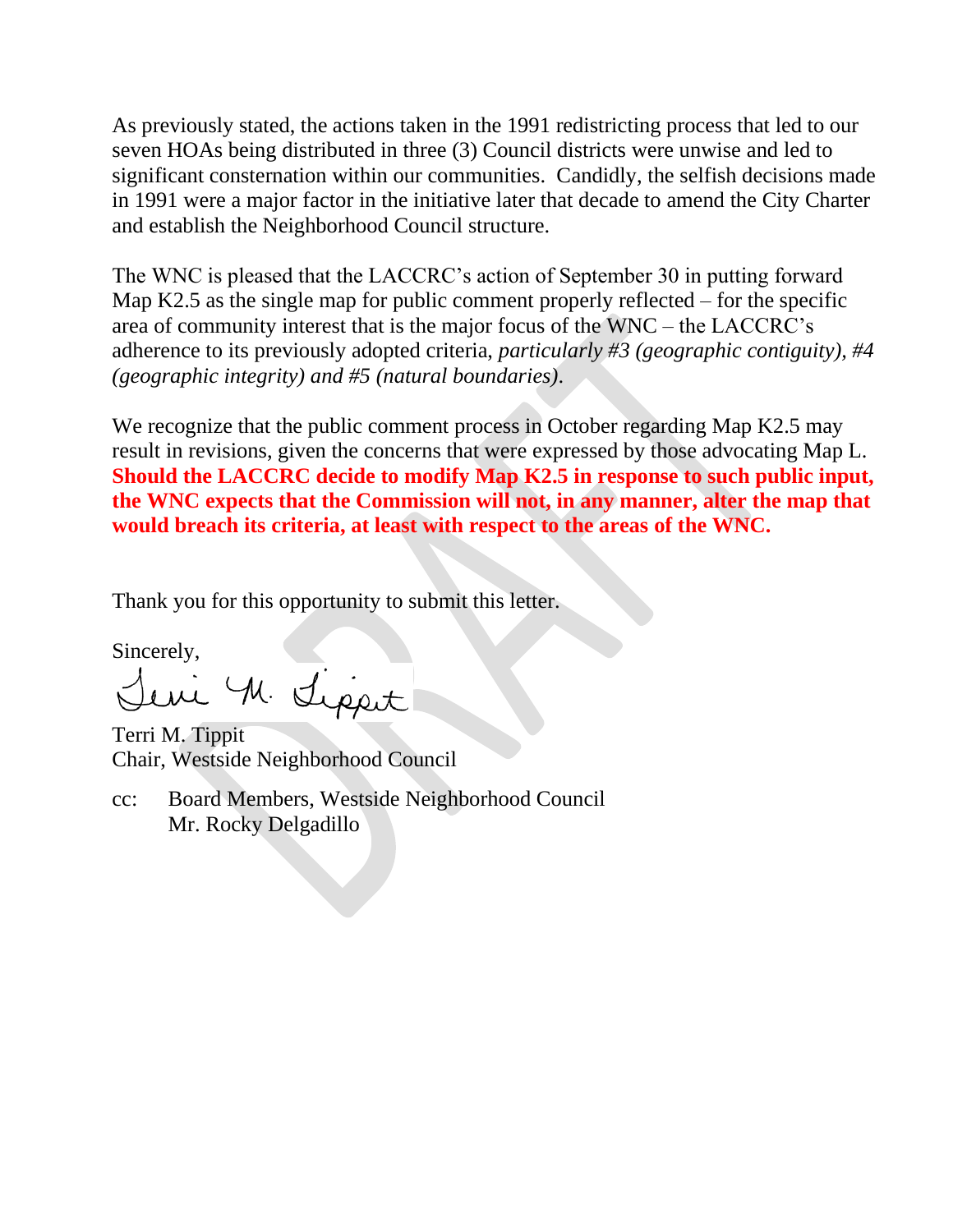As previously stated, the actions taken in the 1991 redistricting process that led to our seven HOAs being distributed in three (3) Council districts were unwise and led to significant consternation within our communities. Candidly, the selfish decisions made in 1991 were a major factor in the initiative later that decade to amend the City Charter and establish the Neighborhood Council structure.

The WNC is pleased that the LACCRC's action of September 30 in putting forward Map K2.5 as the single map for public comment properly reflected – for the specific area of community interest that is the major focus of the WNC – the LACCRC's adherence to its previously adopted criteria, *particularly #3 (geographic contiguity), #4 (geographic integrity) and #5 (natural boundaries).*

We recognize that the public comment process in October regarding Map K2.5 may result in revisions, given the concerns that were expressed by those advocating Map L. **Should the LACCRC decide to modify Map K2.5 in response to such public input, the WNC expects that the Commission will not, in any manner, alter the map that would breach its criteria, at least with respect to the areas of the WNC.**

Thank you for this opportunity to submit this letter.

Sincerely,

Terri M. Tippit

Terri M. Tippit
Chair, Westside Neighborhood Council

cc: Board Members, Westside Neighborhood Council
Mr. Rocky Delgadillo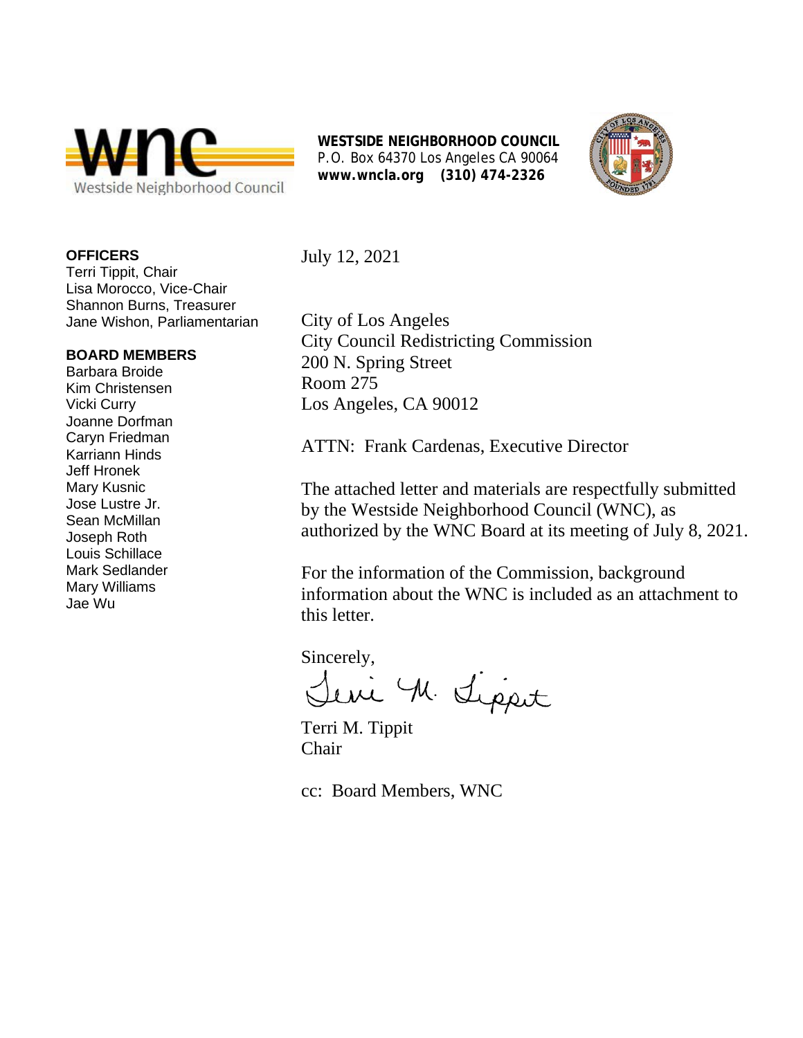**WESTSIDE NEIGHBORHOOD COUNCIL**
P.O. Box 64370 Los Angeles CA 90064
**www.wncla.org (310) 474-2326**

**OFFICERS**
Terri Tippit, Chair
Lisa Morocco, Vice-Chair
Shannon Burns, Treasurer
Jane Wishon, Parliamentarian

**BOARD MEMBERS**
Barbara Broide
Kim Christensen
Vicki Curry
Joanne Dorfman
Caryn Friedman
Karriann Hinds
Jeff Hronek
Mary Kusnic
Jose Lustre Jr.
Sean McMillan
Joseph Roth
Louis Schillace
Mark Sedlander
Mary Williams
Jae Wu

July 12, 2021

City of Los Angeles
City Council Redistricting Commission
200 N. Spring Street
Room 275
Los Angeles, CA 90012

ATTN: Frank Cardenas, Executive Director

The attached letter and materials are respectfully submitted by the Westside Neighborhood Council (WNC), as authorized by the WNC Board at its meeting of July 8, 2021.

For the information of the Commission, background information about the WNC is included as an attachment to this letter.

Sincerely,

Terri M. Tippit
Chair

cc: Board Members, WNC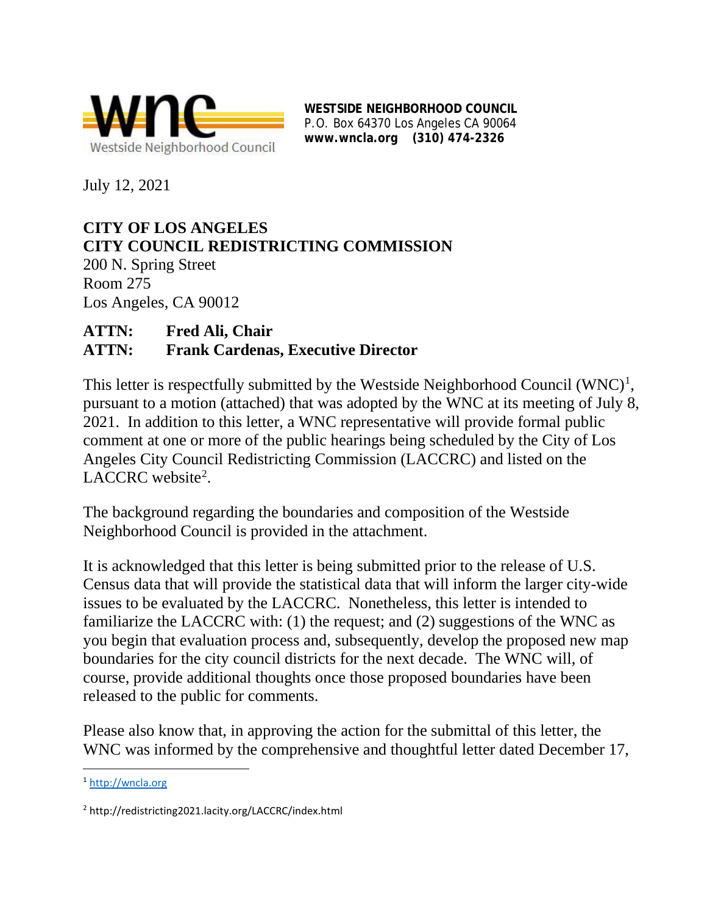**WESTSIDE NEIGHBORHOOD COUNCIL**
P.O. Box 64370 Los Angeles CA 90064
**www.wncla.org (310) 474-2326**

July 12, 2021

**CITY OF LOS ANGELES**
**CITY COUNCIL REDISTRICTING COMMISSION**
200 N. Spring Street
Room 275
Los Angeles, CA 90012

**ATTN: Fred Ali, Chair**
**ATTN: Frank Cardenas, Executive Director**

This letter is respectfully submitted by the Westside Neighborhood Council (WNC)[1], pursuant to a motion (attached) that was adopted by the WNC at its meeting of July 8, 2021. In addition to this letter, a WNC representative will provide formal public comment at one or more of the public hearings being scheduled by the City of Los Angeles City Council Redistricting Commission (LACCRC) and listed on the LACCRC website[2].

The background regarding the boundaries and composition of the Westside Neighborhood Council is provided in the attachment.

It is acknowledged that this letter is being submitted prior to the release of U.S. Census data that will provide the statistical data that will inform the larger city-wide issues to be evaluated by the LACCRC. Nonetheless, this letter is intended to familiarize the LACCRC with: (1) the request; and (2) suggestions of the WNC as you begin that evaluation process and, subsequently, develop the proposed new map boundaries for the city council districts for the next decade. The WNC will, of course, provide additional thoughts once those proposed boundaries have been released to the public for comments.

Please also know that, in approving the action for the submittal of this letter, the WNC was informed by the comprehensive and thoughtful letter dated December 17,

[1] http://wncla.org

[2] http://redistricting2021.lacity.org/LACCRC/index.html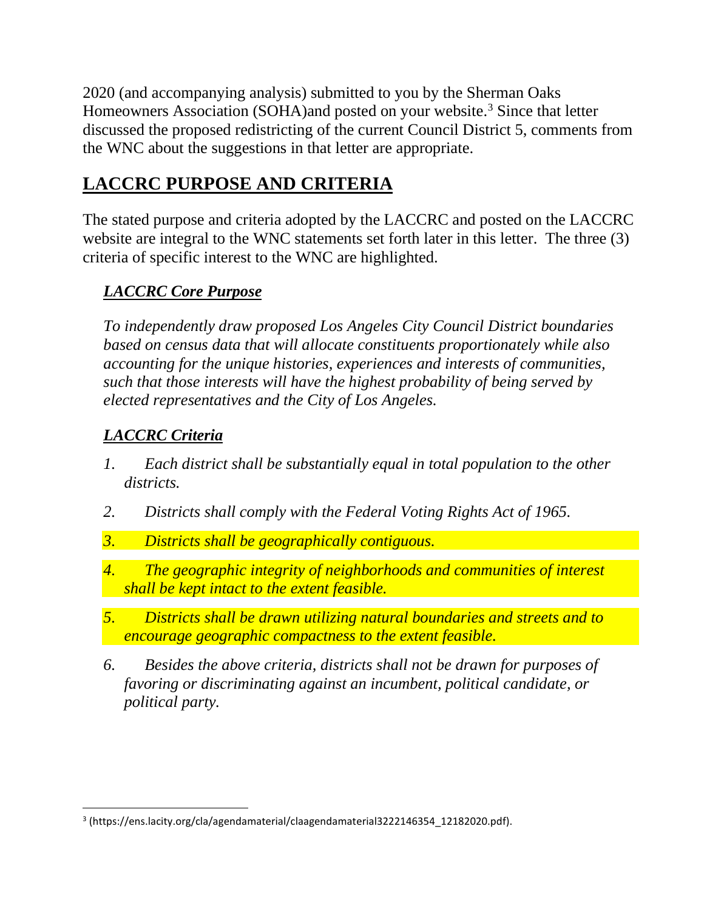2020 (and accompanying analysis) submitted to you by the Sherman Oaks Homeowners Association (SOHA)and posted on your website.[3] Since that letter discussed the proposed redistricting of the current Council District 5, comments from the WNC about the suggestions in that letter are appropriate.

## LACCRC PURPOSE AND CRITERIA

The stated purpose and criteria adopted by the LACCRC and posted on the LACCRC website are integral to the WNC statements set forth later in this letter. The three (3) criteria of specific interest to the WNC are highlighted.

### ***LACCRC Core Purpose***

*To independently draw proposed Los Angeles City Council District boundaries based on census data that will allocate constituents proportionately while also accounting for the unique histories, experiences and interests of communities, such that those interests will have the highest probability of being served by elected representatives and the City of Los Angeles.*

### ***LACCRC Criteria***

1. *Each district shall be substantially equal in total population to the other districts.*
2. *Districts shall comply with the Federal Voting Rights Act of 1965.*
3. *Districts shall be geographically contiguous.*
4. *The geographic integrity of neighborhoods and communities of interest shall be kept intact to the extent feasible.*
5. *Districts shall be drawn utilizing natural boundaries and streets and to encourage geographic compactness to the extent feasible.*
6. *Besides the above criteria, districts shall not be drawn for purposes of favoring or discriminating against an incumbent, political candidate, or political party.*

---

[3] (https://ens.lacity.org/cla/agendamaterial/claagendamaterial3222146354_12182020.pdf).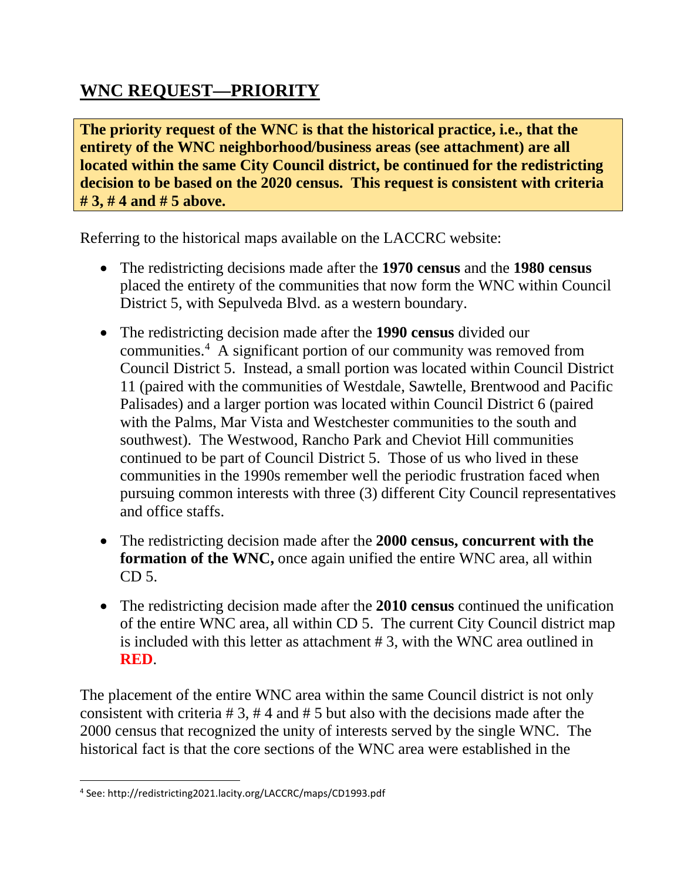## WNC REQUEST—PRIORITY

**The priority request of the WNC is that the historical practice, i.e., that the entirety of the WNC neighborhood/business areas (see attachment) are all located within the same City Council district, be continued for the redistricting decision to be based on the 2020 census. This request is consistent with criteria # 3, # 4 and # 5 above.**

Referring to the historical maps available on the LACCRC website:

- The redistricting decisions made after the **1970 census** and the **1980 census** placed the entirety of the communities that now form the WNC within Council District 5, with Sepulveda Blvd. as a western boundary.
- The redistricting decision made after the **1990 census** divided our communities.[4] A significant portion of our community was removed from Council District 5. Instead, a small portion was located within Council District 11 (paired with the communities of Westdale, Sawtelle, Brentwood and Pacific Palisades) and a larger portion was located within Council District 6 (paired with the Palms, Mar Vista and Westchester communities to the south and southwest). The Westwood, Rancho Park and Cheviot Hill communities continued to be part of Council District 5. Those of us who lived in these communities in the 1990s remember well the periodic frustration faced when pursuing common interests with three (3) different City Council representatives and office staffs.
- The redistricting decision made after the **2000 census, concurrent with the formation of the WNC,** once again unified the entire WNC area, all within CD 5.
- The redistricting decision made after the **2010 census** continued the unification of the entire WNC area, all within CD 5. The current City Council district map is included with this letter as attachment # 3, with the WNC area outlined in **RED**.

The placement of the entire WNC area within the same Council district is not only consistent with criteria # 3, # 4 and # 5 but also with the decisions made after the 2000 census that recognized the unity of interests served by the single WNC. The historical fact is that the core sections of the WNC area were established in the

[4] See: http://redistricting2021.lacity.org/LACCRC/maps/CD1993.pdf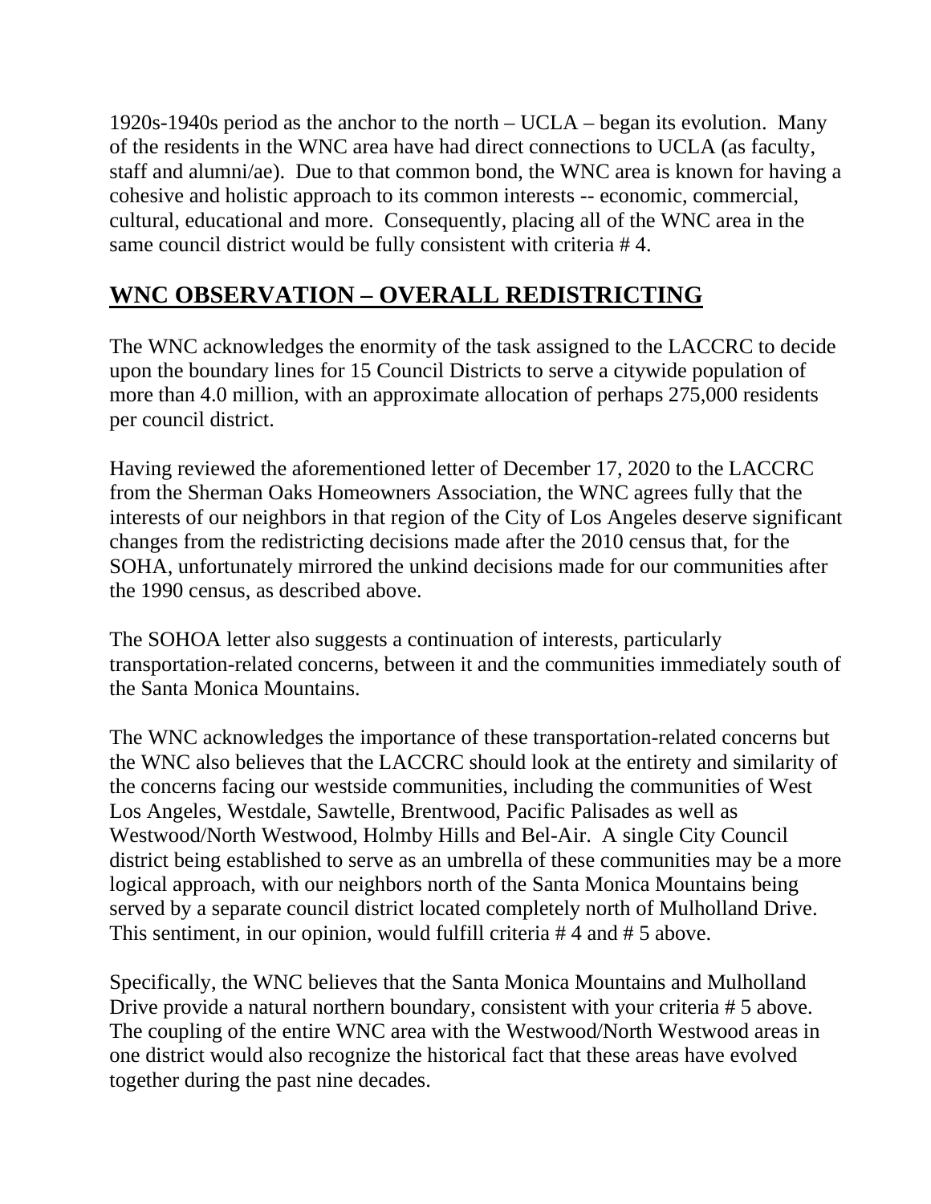1920s-1940s period as the anchor to the north – UCLA – began its evolution. Many of the residents in the WNC area have had direct connections to UCLA (as faculty, staff and alumni/ae). Due to that common bond, the WNC area is known for having a cohesive and holistic approach to its common interests -- economic, commercial, cultural, educational and more. Consequently, placing all of the WNC area in the same council district would be fully consistent with criteria # 4.

## WNC OBSERVATION – OVERALL REDISTRICTING

The WNC acknowledges the enormity of the task assigned to the LACCRC to decide upon the boundary lines for 15 Council Districts to serve a citywide population of more than 4.0 million, with an approximate allocation of perhaps 275,000 residents per council district.

Having reviewed the aforementioned letter of December 17, 2020 to the LACCRC from the Sherman Oaks Homeowners Association, the WNC agrees fully that the interests of our neighbors in that region of the City of Los Angeles deserve significant changes from the redistricting decisions made after the 2010 census that, for the SOHA, unfortunately mirrored the unkind decisions made for our communities after the 1990 census, as described above.

The SOHOA letter also suggests a continuation of interests, particularly transportation-related concerns, between it and the communities immediately south of the Santa Monica Mountains.

The WNC acknowledges the importance of these transportation-related concerns but the WNC also believes that the LACCRC should look at the entirety and similarity of the concerns facing our westside communities, including the communities of West Los Angeles, Westdale, Sawtelle, Brentwood, Pacific Palisades as well as Westwood/North Westwood, Holmby Hills and Bel-Air. A single City Council district being established to serve as an umbrella of these communities may be a more logical approach, with our neighbors north of the Santa Monica Mountains being served by a separate council district located completely north of Mulholland Drive. This sentiment, in our opinion, would fulfill criteria # 4 and # 5 above.

Specifically, the WNC believes that the Santa Monica Mountains and Mulholland Drive provide a natural northern boundary, consistent with your criteria # 5 above. The coupling of the entire WNC area with the Westwood/North Westwood areas in one district would also recognize the historical fact that these areas have evolved together during the past nine decades.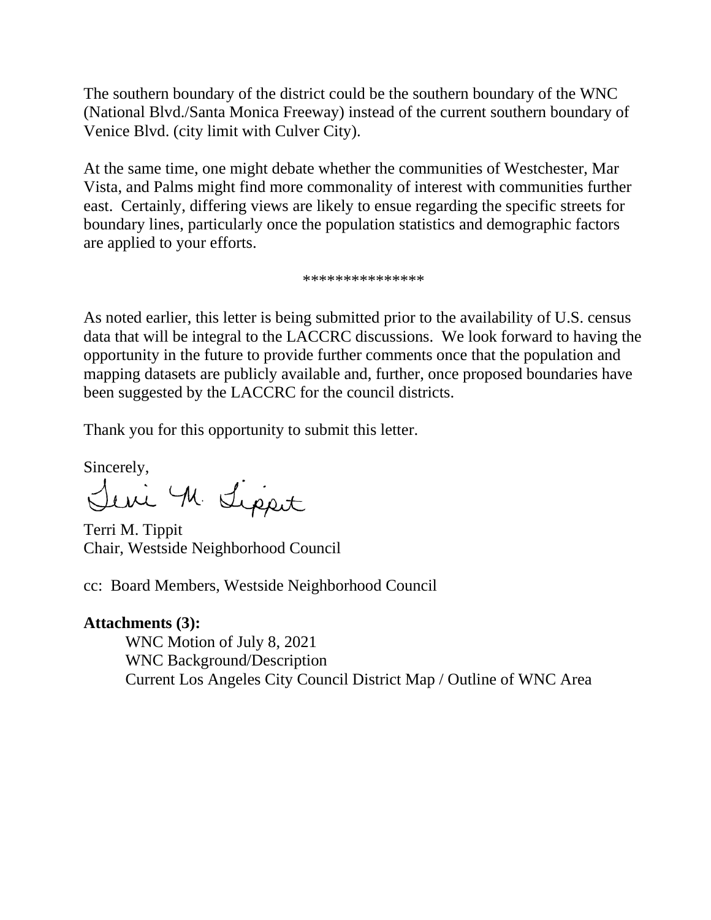The southern boundary of the district could be the southern boundary of the WNC (National Blvd./Santa Monica Freeway) instead of the current southern boundary of Venice Blvd. (city limit with Culver City).

At the same time, one might debate whether the communities of Westchester, Mar Vista, and Palms might find more commonality of interest with communities further east. Certainly, differing views are likely to ensue regarding the specific streets for boundary lines, particularly once the population statistics and demographic factors are applied to your efforts.

***************

As noted earlier, this letter is being submitted prior to the availability of U.S. census data that will be integral to the LACCRC discussions. We look forward to having the opportunity in the future to provide further comments once that the population and mapping datasets are publicly available and, further, once proposed boundaries have been suggested by the LACCRC for the council districts.

Thank you for this opportunity to submit this letter.

Sincerely,

Terri M. Tippit

Terri M. Tippit
Chair, Westside Neighborhood Council

cc: Board Members, Westside Neighborhood Council

**Attachments (3):**

- WNC Motion of July 8, 2021
- WNC Background/Description
- Current Los Angeles City Council District Map / Outline of WNC Area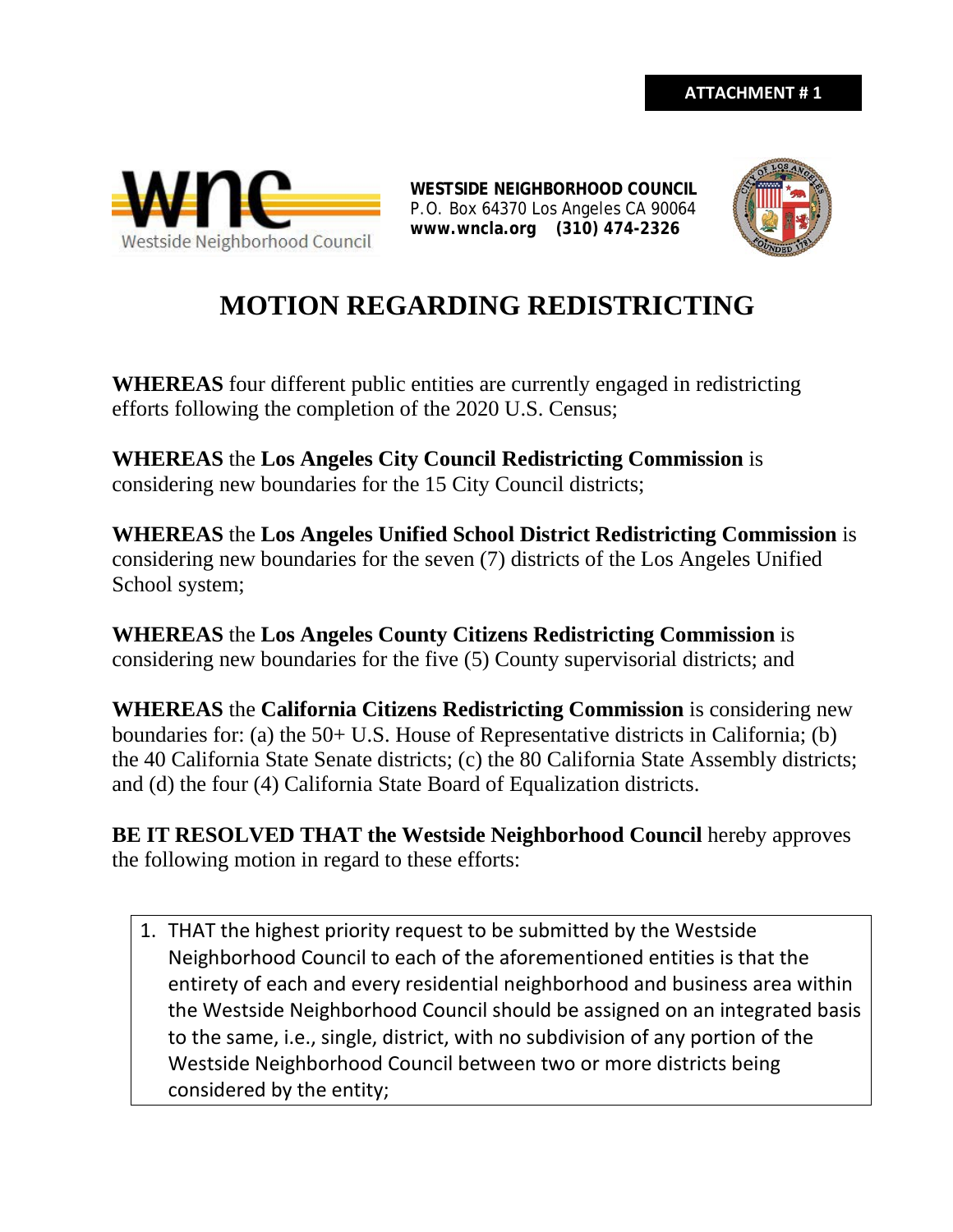**ATTACHMENT # 1**

**WESTSIDE NEIGHBORHOOD COUNCIL**
P.O. Box 64370 Los Angeles CA 90064
**www.wncla.org (310) 474-2326**

# MOTION REGARDING REDISTRICTING

**WHEREAS** four different public entities are currently engaged in redistricting efforts following the completion of the 2020 U.S. Census;

**WHEREAS** the **Los Angeles City Council Redistricting Commission** is considering new boundaries for the 15 City Council districts;

**WHEREAS** the **Los Angeles Unified School District Redistricting Commission** is considering new boundaries for the seven (7) districts of the Los Angeles Unified School system;

**WHEREAS** the **Los Angeles County Citizens Redistricting Commission** is considering new boundaries for the five (5) County supervisorial districts; and

**WHEREAS** the **California Citizens Redistricting Commission** is considering new boundaries for: (a) the 50+ U.S. House of Representative districts in California; (b) the 40 California State Senate districts; (c) the 80 California State Assembly districts; and (d) the four (4) California State Board of Equalization districts.

**BE IT RESOLVED THAT the Westside Neighborhood Council** hereby approves the following motion in regard to these efforts:

1. THAT the highest priority request to be submitted by the Westside Neighborhood Council to each of the aforementioned entities is that the entirety of each and every residential neighborhood and business area within the Westside Neighborhood Council should be assigned on an integrated basis to the same, i.e., single, district, with no subdivision of any portion of the Westside Neighborhood Council between two or more districts being considered by the entity;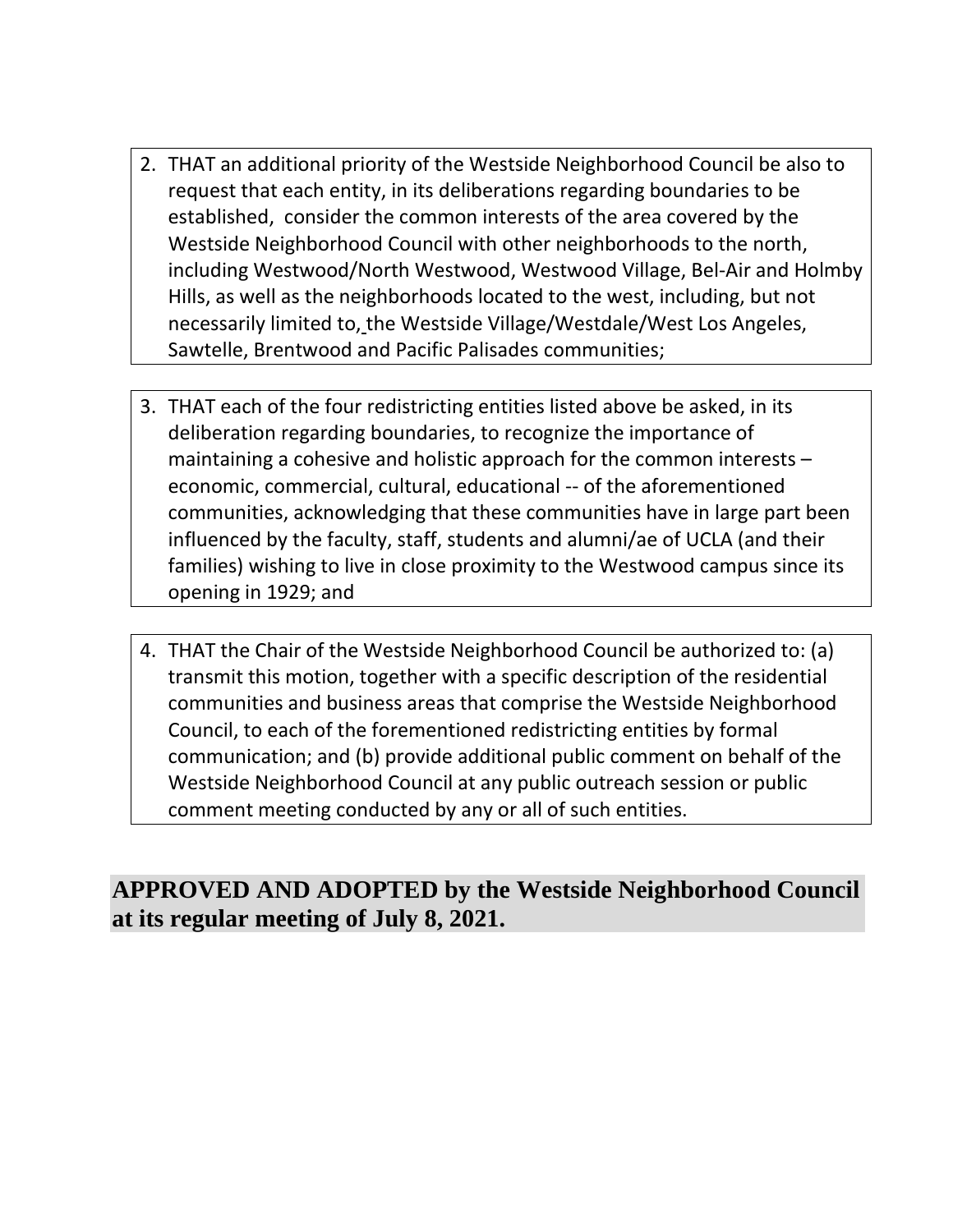2. THAT an additional priority of the Westside Neighborhood Council be also to request that each entity, in its deliberations regarding boundaries to be established, consider the common interests of the area covered by the Westside Neighborhood Council with other neighborhoods to the north, including Westwood/North Westwood, Westwood Village, Bel-Air and Holmby Hills, as well as the neighborhoods located to the west, including, but not necessarily limited to, the Westside Village/Westdale/West Los Angeles, Sawtelle, Brentwood and Pacific Palisades communities;

3. THAT each of the four redistricting entities listed above be asked, in its deliberation regarding boundaries, to recognize the importance of maintaining a cohesive and holistic approach for the common interests – economic, commercial, cultural, educational -- of the aforementioned communities, acknowledging that these communities have in large part been influenced by the faculty, staff, students and alumni/ae of UCLA (and their families) wishing to live in close proximity to the Westwood campus since its opening in 1929; and

4. THAT the Chair of the Westside Neighborhood Council be authorized to: (a) transmit this motion, together with a specific description of the residential communities and business areas that comprise the Westside Neighborhood Council, to each of the forementioned redistricting entities by formal communication; and (b) provide additional public comment on behalf of the Westside Neighborhood Council at any public outreach session or public comment meeting conducted by any or all of such entities.

**APPROVED AND ADOPTED by the Westside Neighborhood Council at its regular meeting of July 8, 2021.**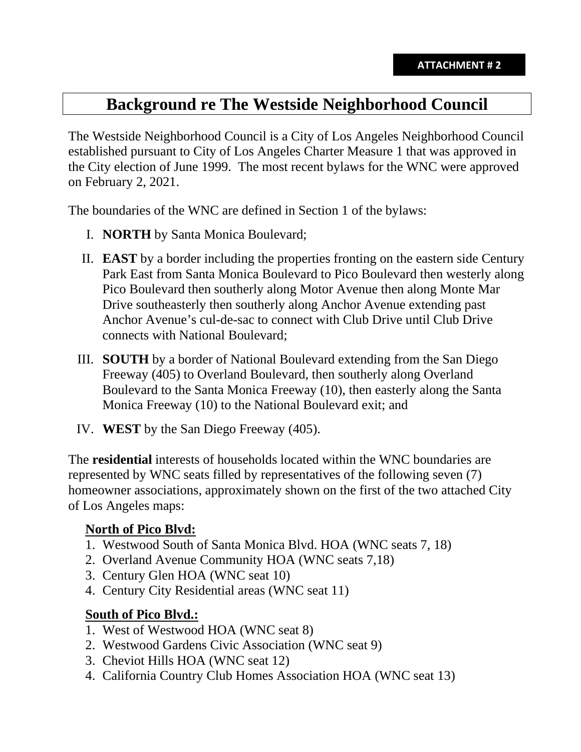**ATTACHMENT # 2**

# Background re The Westside Neighborhood Council

The Westside Neighborhood Council is a City of Los Angeles Neighborhood Council established pursuant to City of Los Angeles Charter Measure 1 that was approved in the City election of June 1999. The most recent bylaws for the WNC were approved on February 2, 2021.

The boundaries of the WNC are defined in Section 1 of the bylaws:

I. **NORTH** by Santa Monica Boulevard;

II. **EAST** by a border including the properties fronting on the eastern side Century Park East from Santa Monica Boulevard to Pico Boulevard then westerly along Pico Boulevard then southerly along Motor Avenue then along Monte Mar Drive southeasterly then southerly along Anchor Avenue extending past Anchor Avenue's cul-de-sac to connect with Club Drive until Club Drive connects with National Boulevard;

III. **SOUTH** by a border of National Boulevard extending from the San Diego Freeway (405) to Overland Boulevard, then southerly along Overland Boulevard to the Santa Monica Freeway (10), then easterly along the Santa Monica Freeway (10) to the National Boulevard exit; and

IV. **WEST** by the San Diego Freeway (405).

The **residential** interests of households located within the WNC boundaries are represented by WNC seats filled by representatives of the following seven (7) homeowner associations, approximately shown on the first of the two attached City of Los Angeles maps:

**North of Pico Blvd:**

1. Westwood South of Santa Monica Blvd. HOA (WNC seats 7, 18)
2. Overland Avenue Community HOA (WNC seats 7,18)
3. Century Glen HOA (WNC seat 10)
4. Century City Residential areas (WNC seat 11)

**South of Pico Blvd.:**

1. West of Westwood HOA (WNC seat 8)
2. Westwood Gardens Civic Association (WNC seat 9)
3. Cheviot Hills HOA (WNC seat 12)
4. California Country Club Homes Association HOA (WNC seat 13)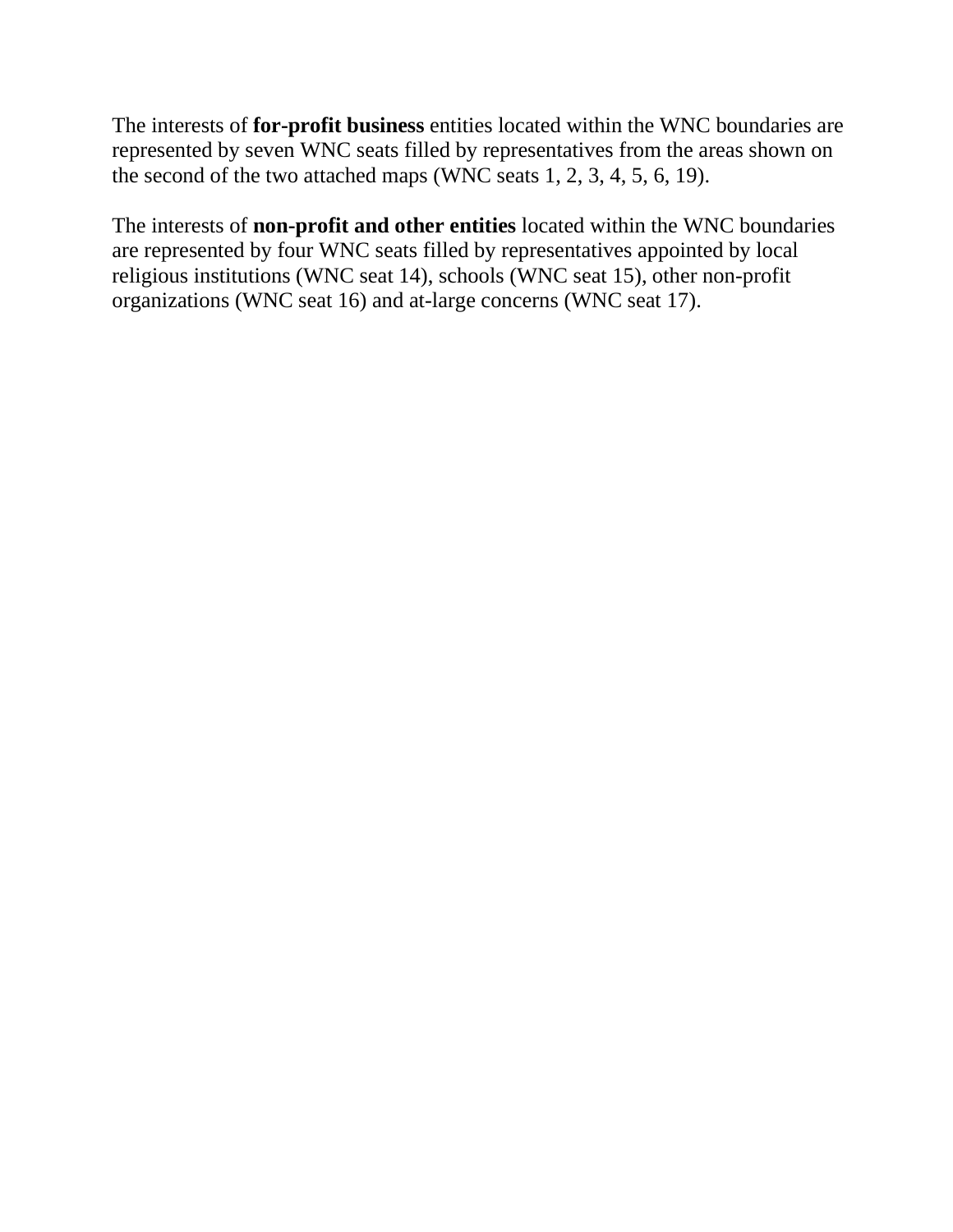The interests of **for-profit business** entities located within the WNC boundaries are represented by seven WNC seats filled by representatives from the areas shown on the second of the two attached maps (WNC seats 1, 2, 3, 4, 5, 6, 19).

The interests of **non-profit and other entities** located within the WNC boundaries are represented by four WNC seats filled by representatives appointed by local religious institutions (WNC seat 14), schools (WNC seat 15), other non-profit organizations (WNC seat 16) and at-large concerns (WNC seat 17).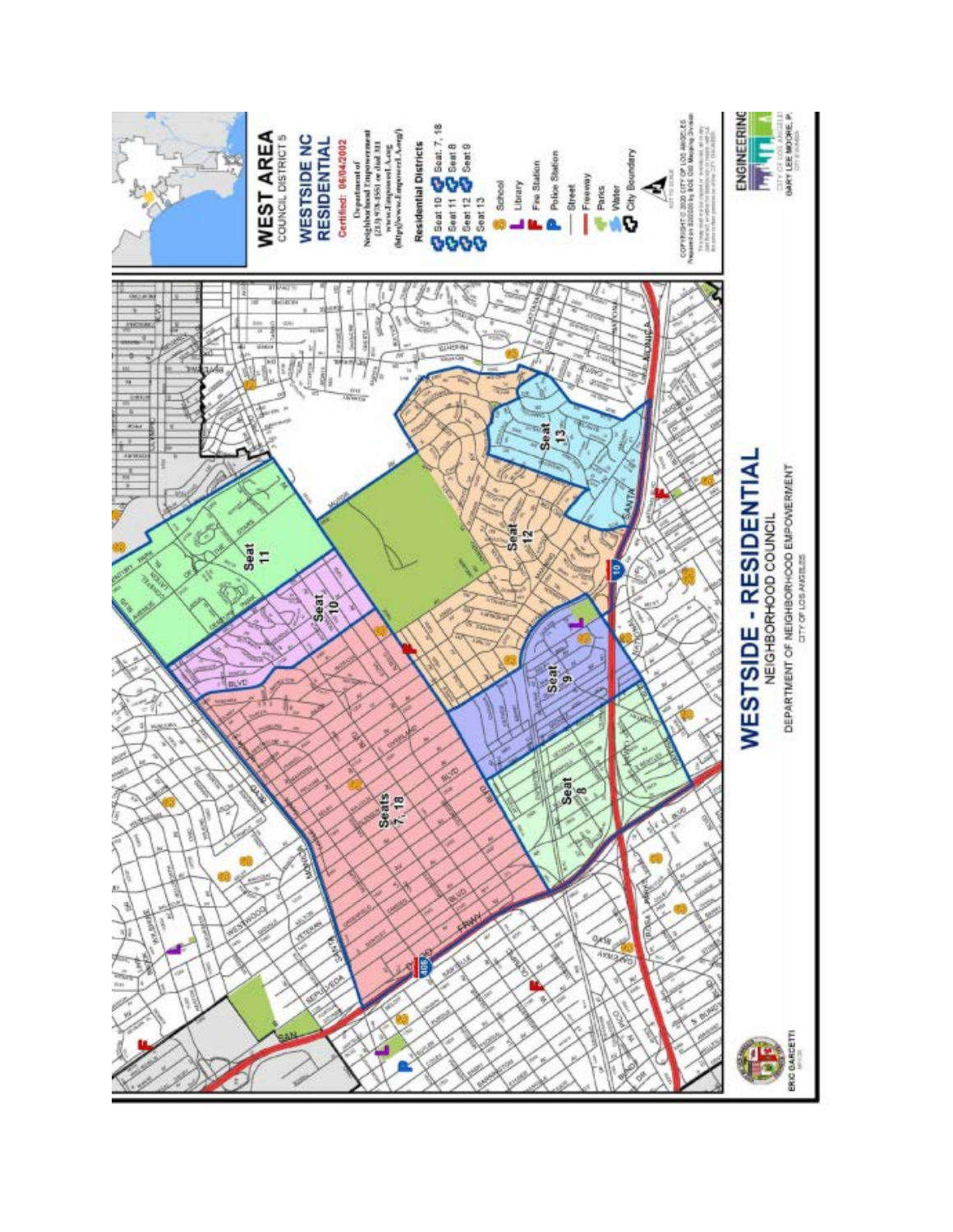# WEST AREA

COUNCIL DISTRICT 5

## WESTSIDE NC RESIDENTIAL

Certified: 06/04/2002

Department of Neighborhood Empowerment
(213) 978-1551 or dial 311
www.EmpowerLA.org
(http://www.EmpowerLA.org/)

**Residential Districts**

- Seat 10
- Seat 7, 18
- Seat 11
- Seat 8
- Seat 12
- Seat 9
- Seat 13

- School
- Library
- Fire Station
- Police Station
- Street
- Freeway
- Parks
- Water
- City Boundary

Seats 7, 18

Seat 8

Seat 9

Seat 10

Seat 11

Seat 12

Seat 13

# WESTSIDE - RESIDENTIAL

NEIGHBORHOOD COUNCIL

DEPARTMENT OF NEIGHBORHOOD EMPOWERMENT

CITY OF LOS ANGELES

ERIC GARCETTI
MAYOR

ENGINEERING
CITY OF LOS ANGELES
GARY LEE MOORE, P.E.
CITY ENGINEER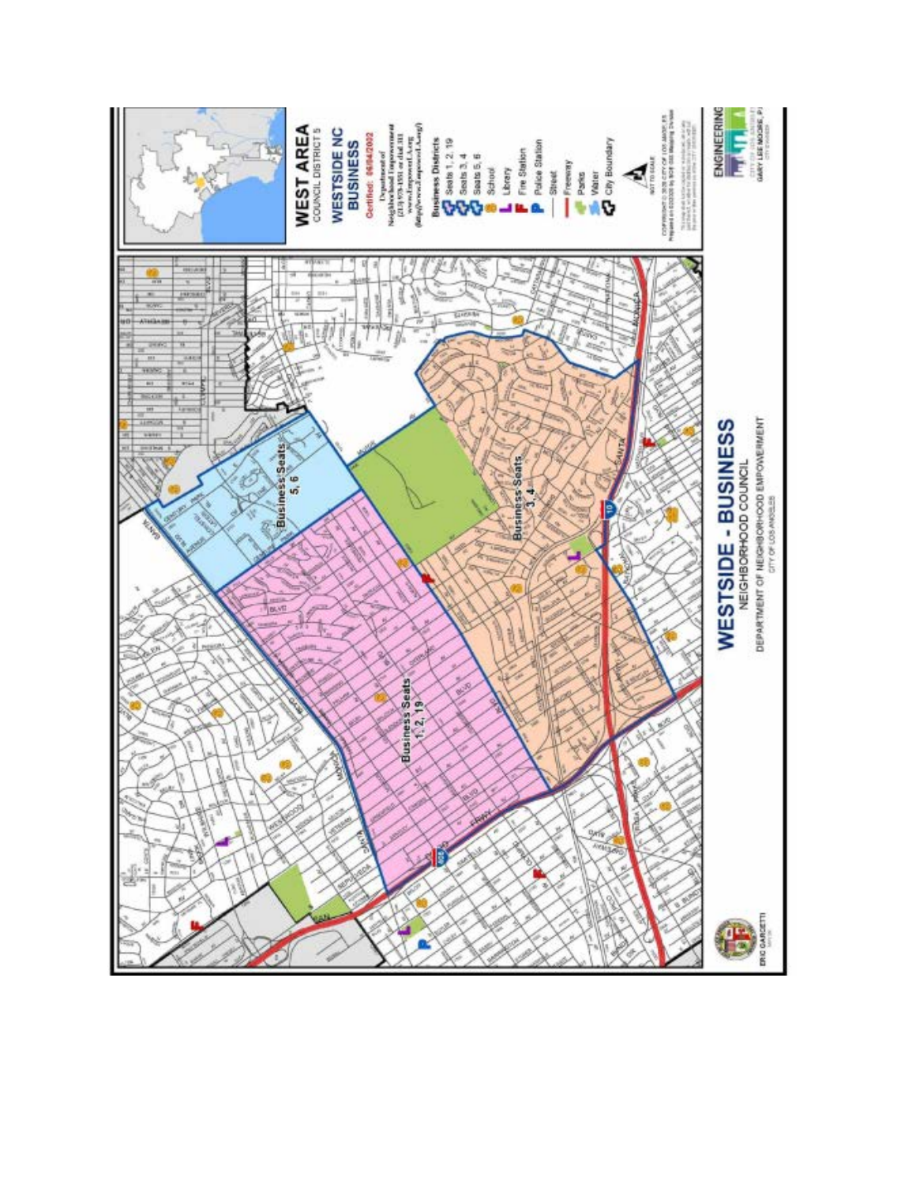# WEST AREA

COUNCIL DISTRICT 5

## WESTSIDE NC BUSINESS

Certified: 04/04/2002

Department of Neighborhood Empowerment
(213) 978-1551 or dial 311
www.EmpowerLA.org

**Business Districts**

- Seats 1, 2, 19
- Seats 3, 4
- Seats 5, 6
- School
- Library
- Fire Station
- Police Station
- Street
- Freeway
- Parks
- Water
- City Boundary

NOT TO SCALE

Business Seats 1, 2, 19

Business Seats 3, 4

Business Seats 5, 6

# WESTSIDE - BUSINESS

NEIGHBORHOOD COUNCIL

DEPARTMENT OF NEIGHBORHOOD EMPOWERMENT

CITY OF LOS ANGELES

ERIC GARCETTI

ENGINEERING

GARY LEE MOORE, P.E.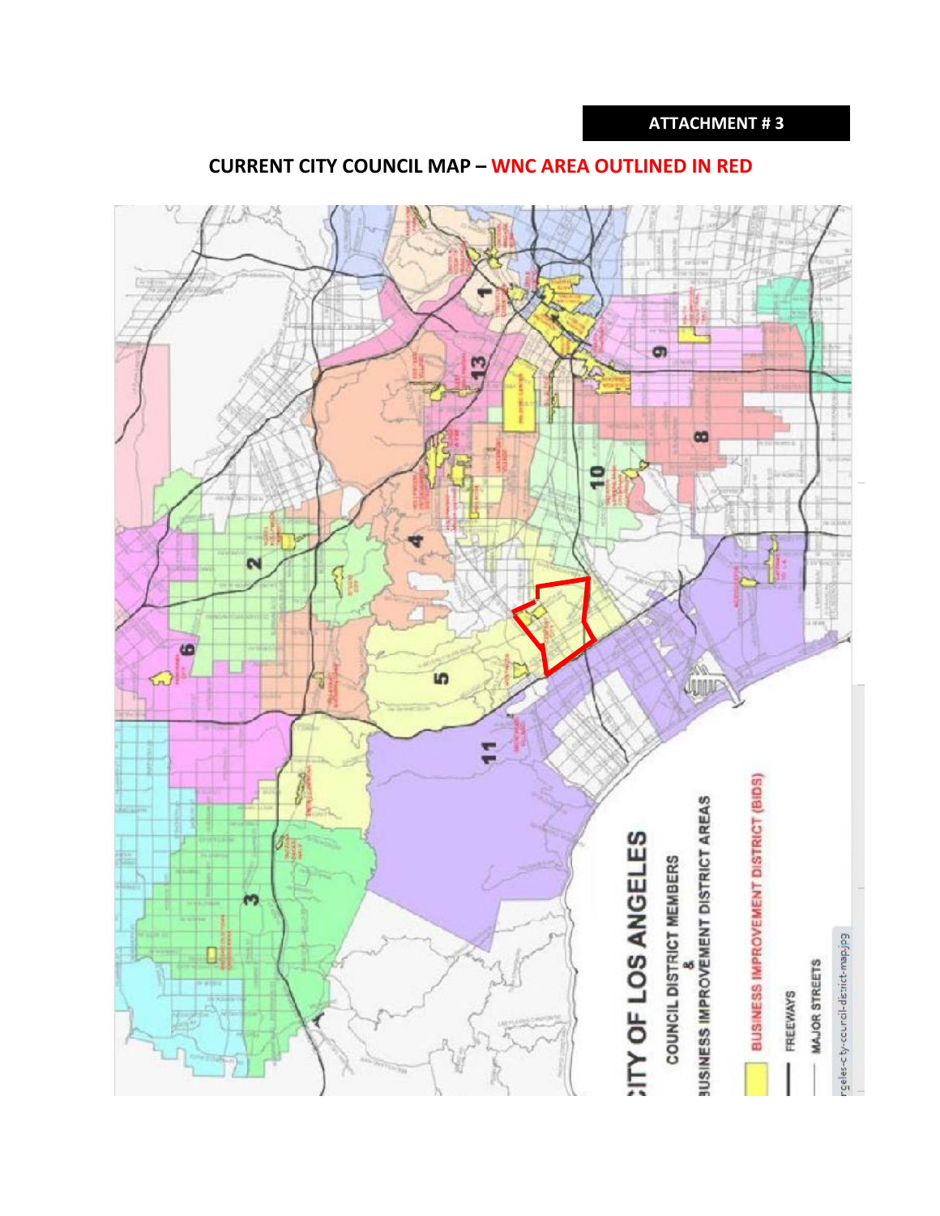ATTACHMENT # 3

## CURRENT CITY COUNCIL MAP – WNC AREA OUTLINED IN RED

CITY OF LOS ANGELES

COUNCIL DISTRICT MEMBERS
&
BUSINESS IMPROVEMENT DISTRICT AREAS

BUSINESS IMPROVEMENT DISTRICT (BIDS)

FREEWAYS

MAJOR STREETS

1
2
3
4
5
6
8
9
10
11
13